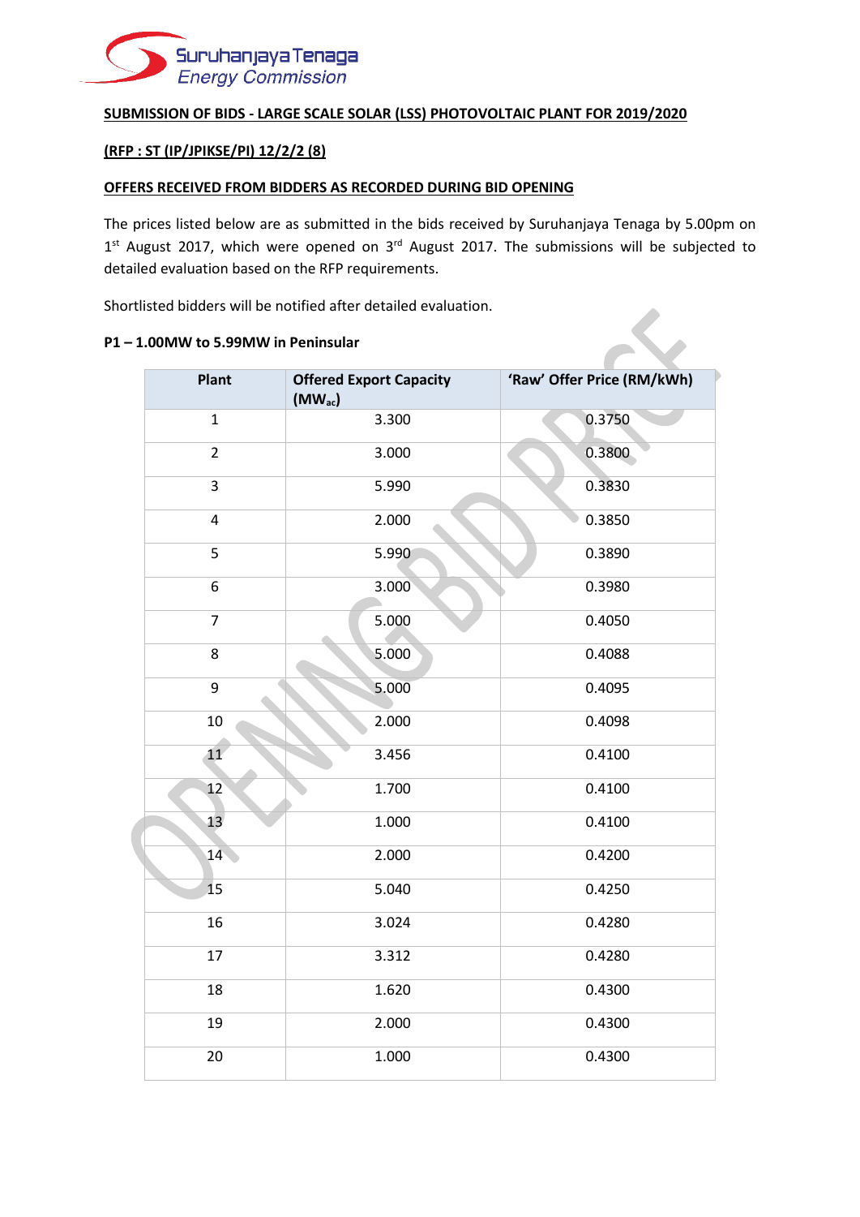**SUBMISSION OF BIDS - LARGE SCALE SOLAR (LSS) PHOTOVOLTAIC PLANT FOR 2019/2020**

**(RFP : ST (IP/JPIKSE/PI) 12/2/2 (8)**

**OFFERS RECEIVED FROM BIDDERS AS RECORDED DURING BID OPENING**

The prices listed below are as submitted in the bids received by Suruhanjaya Tenaga by 5.00pm on 1st August 2017, which were opened on 3rd August 2017. The submissions will be subjected to detailed evaluation based on the RFP requirements.

Shortlisted bidders will be notified after detailed evaluation.

**P1 – 1.00MW to 5.99MW in Peninsular**

| Plant | Offered Export Capacity ($MW_{ac}$) | 'Raw' Offer Price (RM/kWh) |
|---|---|---|
| 1 | 3.300 | 0.3750 |
| 2 | 3.000 | 0.3800 |
| 3 | 5.990 | 0.3830 |
| 4 | 2.000 | 0.3850 |
| 5 | 5.990 | 0.3890 |
| 6 | 3.000 | 0.3980 |
| 7 | 5.000 | 0.4050 |
| 8 | 5.000 | 0.4088 |
| 9 | 5.000 | 0.4095 |
| 10 | 2.000 | 0.4098 |
| 11 | 3.456 | 0.4100 |
| 12 | 1.700 | 0.4100 |
| 13 | 1.000 | 0.4100 |
| 14 | 2.000 | 0.4200 |
| 15 | 5.040 | 0.4250 |
| 16 | 3.024 | 0.4280 |
| 17 | 3.312 | 0.4280 |
| 18 | 1.620 | 0.4300 |
| 19 | 2.000 | 0.4300 |
| 20 | 1.000 | 0.4300 |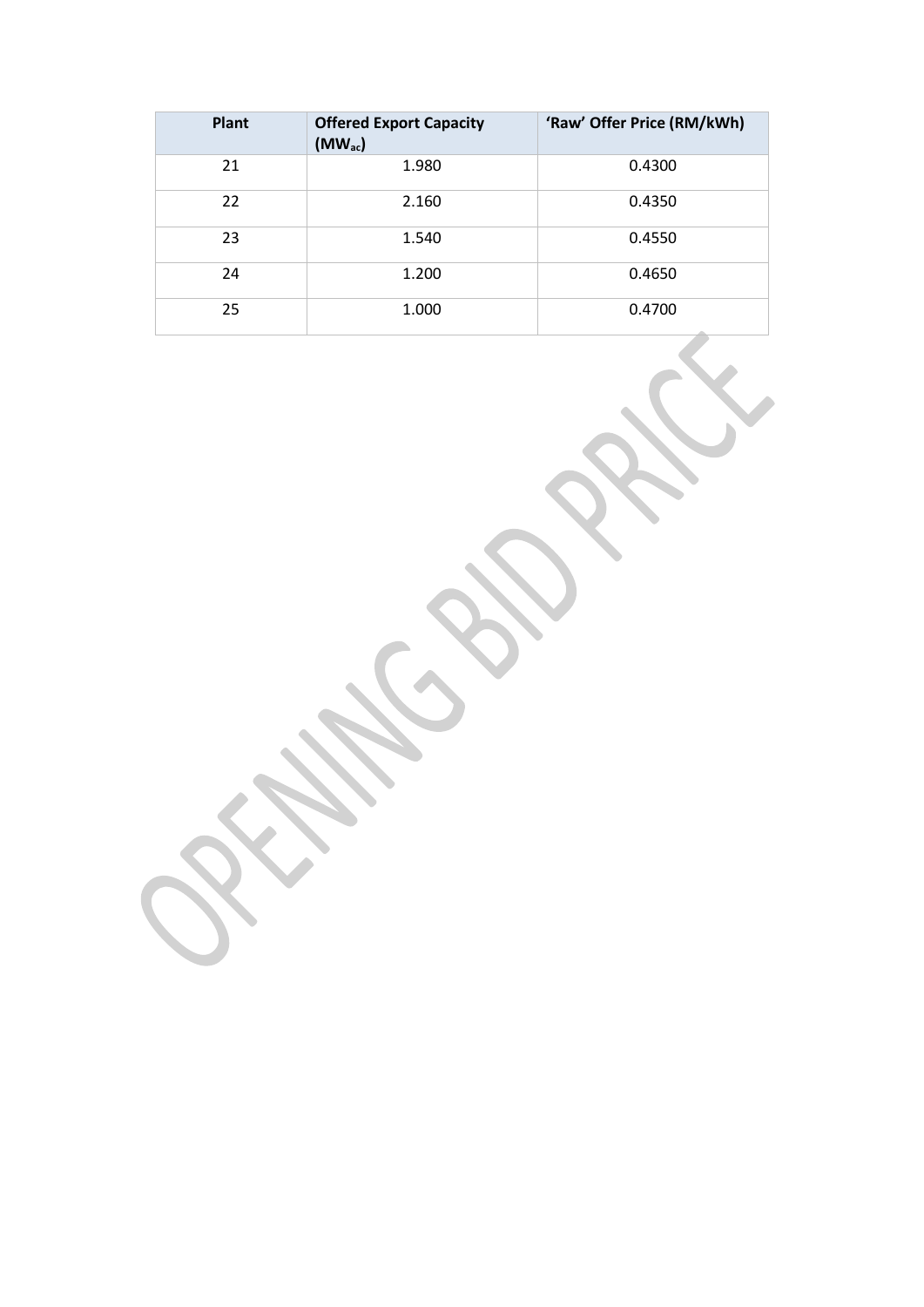| Plant | Offered Export Capacity ($MW_{ac}$) | 'Raw' Offer Price (RM/kWh) |
|---|---|---|
| 21 | 1.980 | 0.4300 |
| 22 | 2.160 | 0.4350 |
| 23 | 1.540 | 0.4550 |
| 24 | 1.200 | 0.4650 |
| 25 | 1.000 | 0.4700 |

OPENING BID PRICE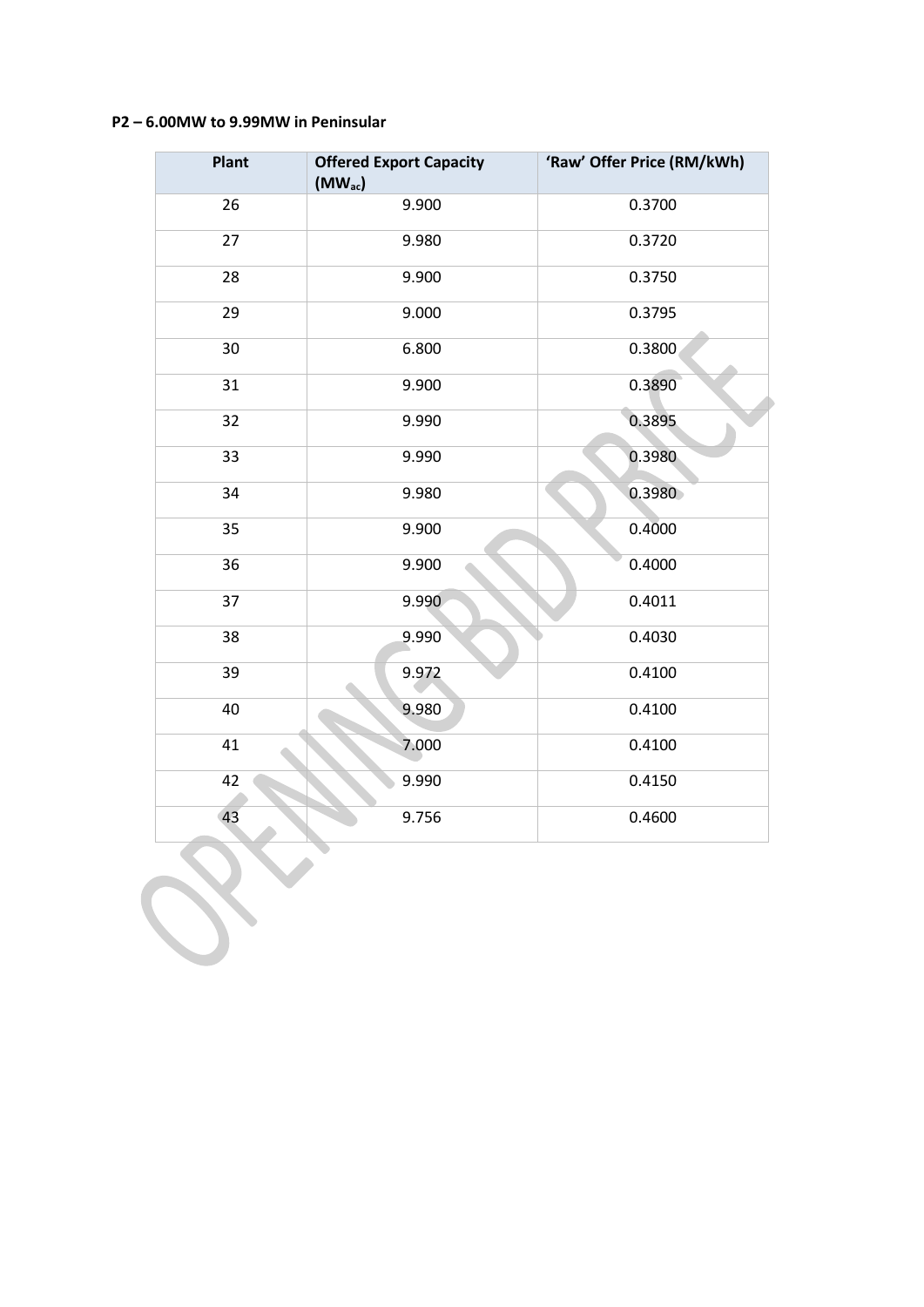**P2 – 6.00MW to 9.99MW in Peninsular**

| Plant | Offered Export Capacity ($MW_{ac}$) | 'Raw' Offer Price (RM/kWh) |
|---|---|---|
| 26 | 9.900 | 0.3700 |
| 27 | 9.980 | 0.3720 |
| 28 | 9.900 | 0.3750 |
| 29 | 9.000 | 0.3795 |
| 30 | 6.800 | 0.3800 |
| 31 | 9.900 | 0.3890 |
| 32 | 9.990 | 0.3895 |
| 33 | 9.990 | 0.3980 |
| 34 | 9.980 | 0.3980 |
| 35 | 9.900 | 0.4000 |
| 36 | 9.900 | 0.4000 |
| 37 | 9.990 | 0.4011 |
| 38 | 9.990 | 0.4030 |
| 39 | 9.972 | 0.4100 |
| 40 | 9.980 | 0.4100 |
| 41 | 7.000 | 0.4100 |
| 42 | 9.990 | 0.4150 |
| 43 | 9.756 | 0.4600 |

OPENING BID PRICE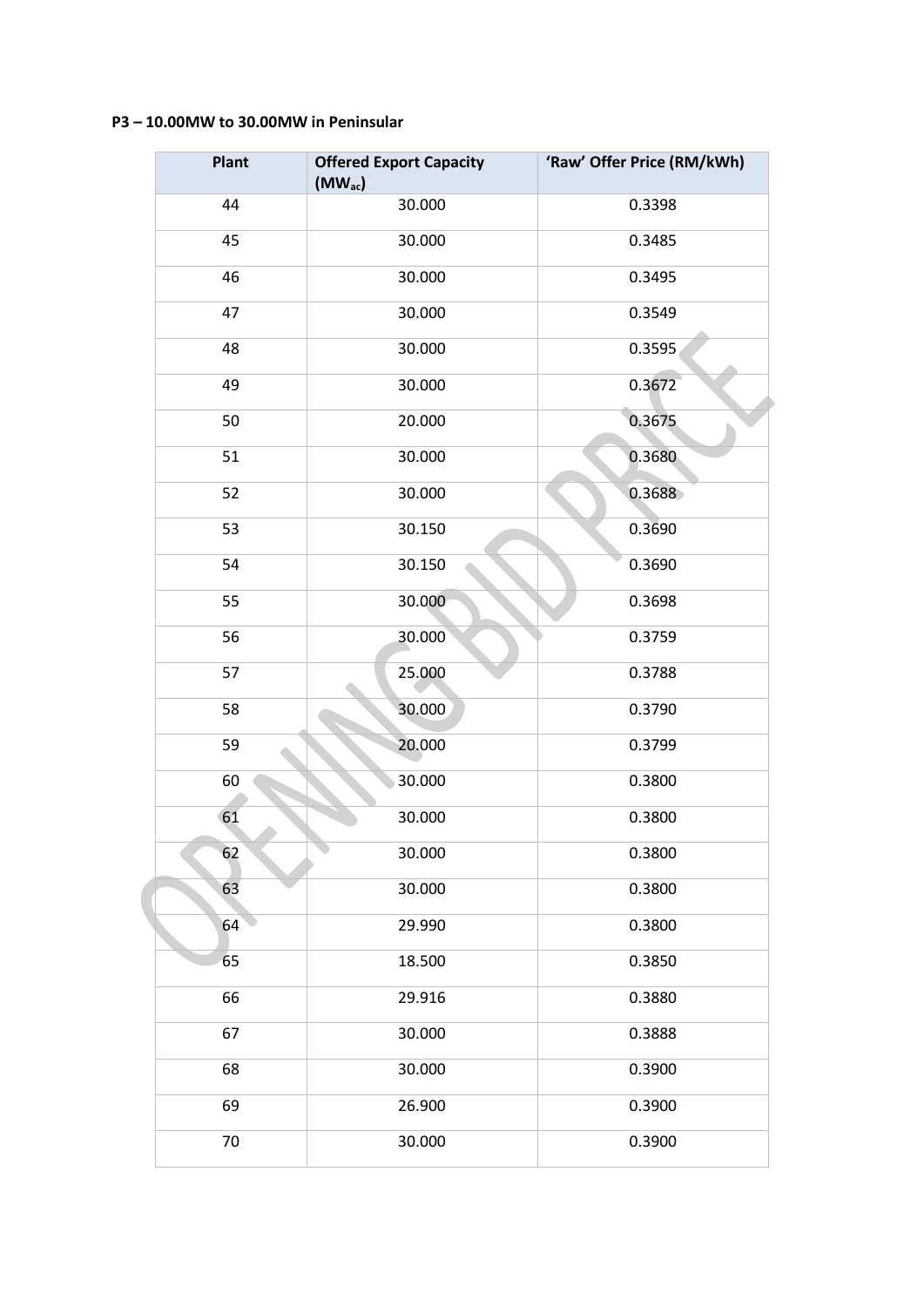**P3 – 10.00MW to 30.00MW in Peninsular**

| Plant | Offered Export Capacity ($MW_{ac}$) | 'Raw' Offer Price (RM/kWh) |
|---|---|---|
| 44 | 30.000 | 0.3398 |
| 45 | 30.000 | 0.3485 |
| 46 | 30.000 | 0.3495 |
| 47 | 30.000 | 0.3549 |
| 48 | 30.000 | 0.3595 |
| 49 | 30.000 | 0.3672 |
| 50 | 20.000 | 0.3675 |
| 51 | 30.000 | 0.3680 |
| 52 | 30.000 | 0.3688 |
| 53 | 30.150 | 0.3690 |
| 54 | 30.150 | 0.3690 |
| 55 | 30.000 | 0.3698 |
| 56 | 30.000 | 0.3759 |
| 57 | 25.000 | 0.3788 |
| 58 | 30.000 | 0.3790 |
| 59 | 20.000 | 0.3799 |
| 60 | 30.000 | 0.3800 |
| 61 | 30.000 | 0.3800 |
| 62 | 30.000 | 0.3800 |
| 63 | 30.000 | 0.3800 |
| 64 | 29.990 | 0.3800 |
| 65 | 18.500 | 0.3850 |
| 66 | 29.916 | 0.3880 |
| 67 | 30.000 | 0.3888 |
| 68 | 30.000 | 0.3900 |
| 69 | 26.900 | 0.3900 |
| 70 | 30.000 | 0.3900 |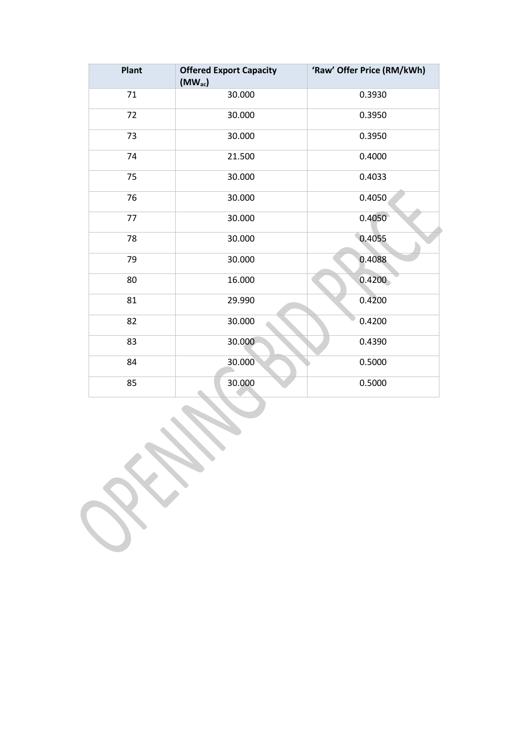| Plant | Offered Export Capacity ($MW_{ac}$) | 'Raw' Offer Price (RM/kWh) |
|---|---|---|
| 71 | 30.000 | 0.3930 |
| 72 | 30.000 | 0.3950 |
| 73 | 30.000 | 0.3950 |
| 74 | 21.500 | 0.4000 |
| 75 | 30.000 | 0.4033 |
| 76 | 30.000 | 0.4050 |
| 77 | 30.000 | 0.4050 |
| 78 | 30.000 | 0.4055 |
| 79 | 30.000 | 0.4088 |
| 80 | 16.000 | 0.4200 |
| 81 | 29.990 | 0.4200 |
| 82 | 30.000 | 0.4200 |
| 83 | 30.000 | 0.4390 |
| 84 | 30.000 | 0.5000 |
| 85 | 30.000 | 0.5000 |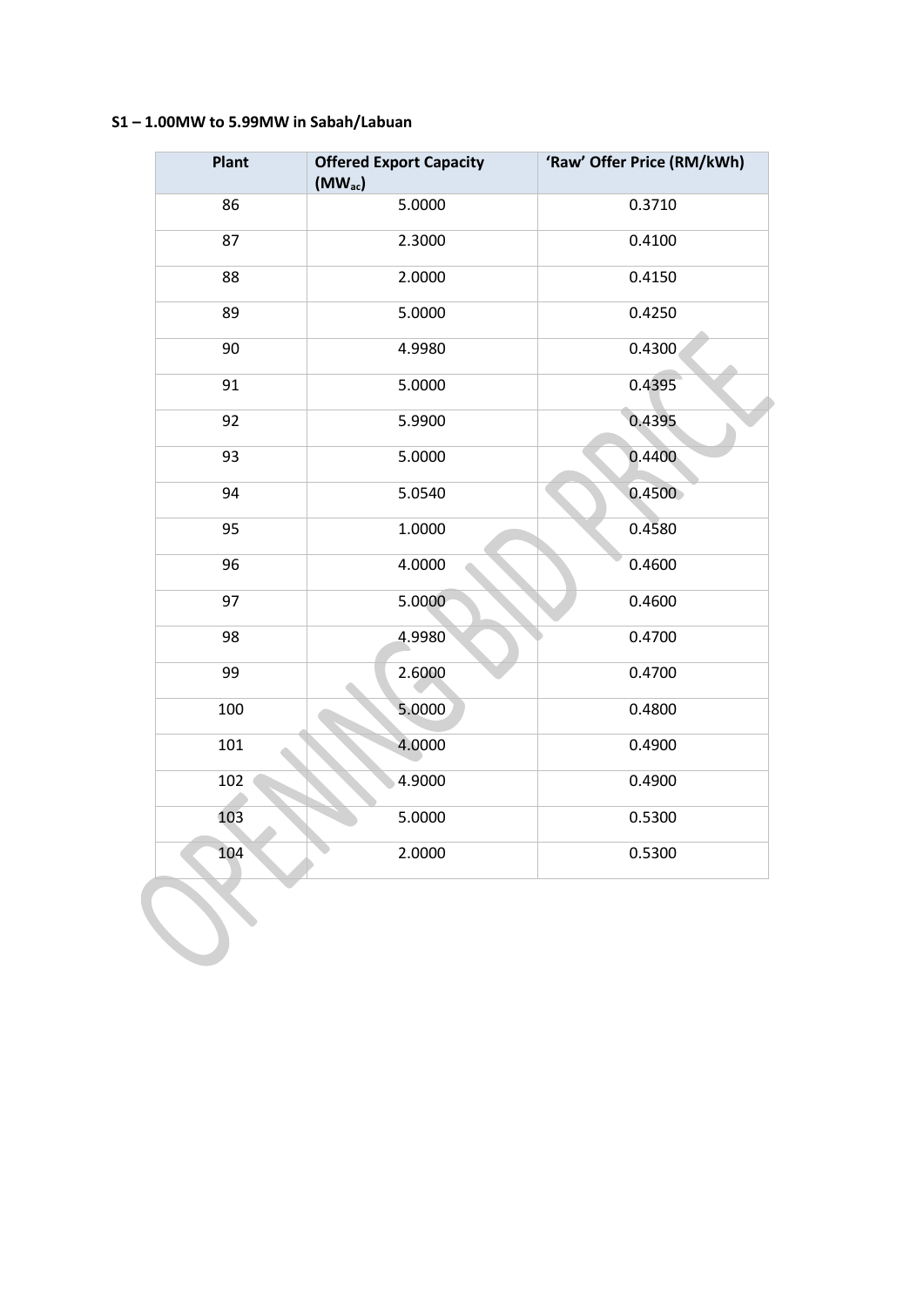**S1 – 1.00MW to 5.99MW in Sabah/Labuan**

| Plant | Offered Export Capacity ($MW_{ac}$) | 'Raw' Offer Price (RM/kWh) |
|---|---|---|
| 86 | 5.0000 | 0.3710 |
| 87 | 2.3000 | 0.4100 |
| 88 | 2.0000 | 0.4150 |
| 89 | 5.0000 | 0.4250 |
| 90 | 4.9980 | 0.4300 |
| 91 | 5.0000 | 0.4395 |
| 92 | 5.9900 | 0.4395 |
| 93 | 5.0000 | 0.4400 |
| 94 | 5.0540 | 0.4500 |
| 95 | 1.0000 | 0.4580 |
| 96 | 4.0000 | 0.4600 |
| 97 | 5.0000 | 0.4600 |
| 98 | 4.9980 | 0.4700 |
| 99 | 2.6000 | 0.4700 |
| 100 | 5.0000 | 0.4800 |
| 101 | 4.0000 | 0.4900 |
| 102 | 4.9000 | 0.4900 |
| 103 | 5.0000 | 0.5300 |
| 104 | 2.0000 | 0.5300 |

OPENING BID PRICE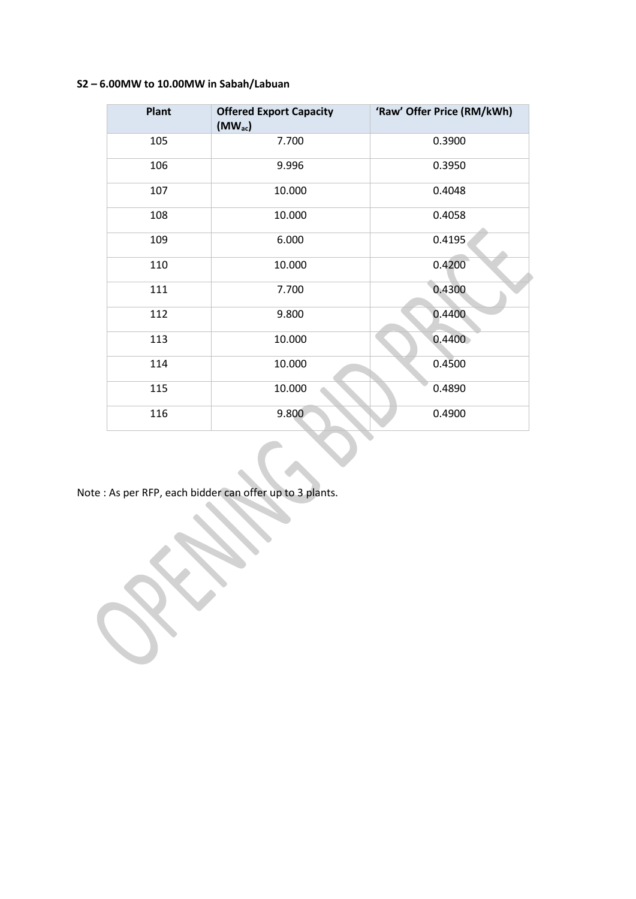**S2 – 6.00MW to 10.00MW in Sabah/Labuan**

| Plant | Offered Export Capacity ($MW_{ac}$) | 'Raw' Offer Price (RM/kWh) |
|---|---|---|
| 105 | 7.700 | 0.3900 |
| 106 | 9.996 | 0.3950 |
| 107 | 10.000 | 0.4048 |
| 108 | 10.000 | 0.4058 |
| 109 | 6.000 | 0.4195 |
| 110 | 10.000 | 0.4200 |
| 111 | 7.700 | 0.4300 |
| 112 | 9.800 | 0.4400 |
| 113 | 10.000 | 0.4400 |
| 114 | 10.000 | 0.4500 |
| 115 | 10.000 | 0.4890 |
| 116 | 9.800 | 0.4900 |

Note : As per RFP, each bidder can offer up to 3 plants.

OPENING BID PRICE